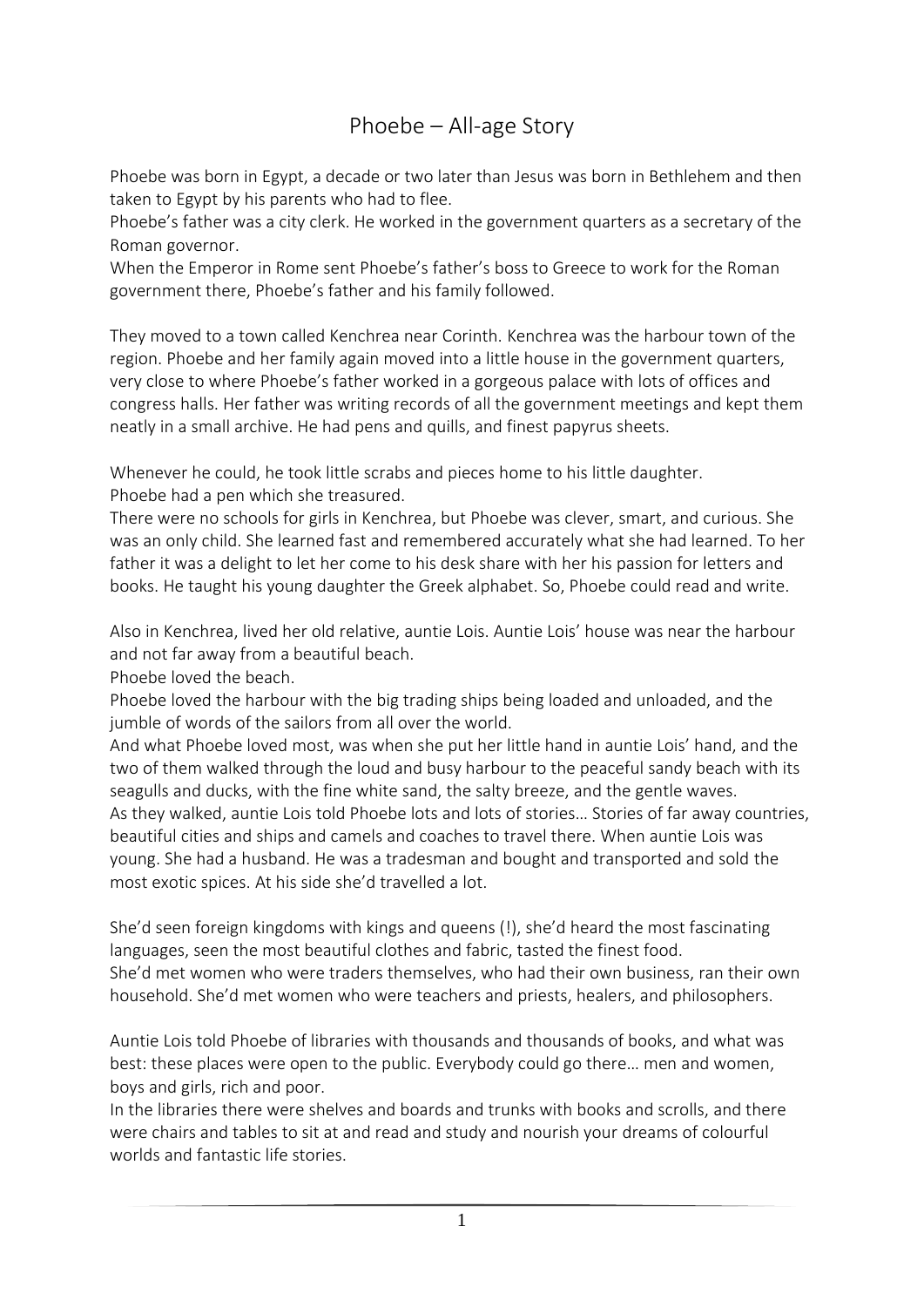# Phoebe – All-age Story

Phoebe was born in Egypt, a decade or two later than Jesus was born in Bethlehem and then taken to Egypt by his parents who had to flee.
Phoebe's father was a city clerk. He worked in the government quarters as a secretary of the Roman governor.
When the Emperor in Rome sent Phoebe's father's boss to Greece to work for the Roman government there, Phoebe's father and his family followed.

They moved to a town called Kenchrea near Corinth. Kenchrea was the harbour town of the region. Phoebe and her family again moved into a little house in the government quarters, very close to where Phoebe's father worked in a gorgeous palace with lots of offices and congress halls. Her father was writing records of all the government meetings and kept them neatly in a small archive. He had pens and quills, and finest papyrus sheets.

Whenever he could, he took little scrabs and pieces home to his little daughter.
Phoebe had a pen which she treasured.
There were no schools for girls in Kenchrea, but Phoebe was clever, smart, and curious. She was an only child. She learned fast and remembered accurately what she had learned. To her father it was a delight to let her come to his desk share with her his passion for letters and books. He taught his young daughter the Greek alphabet. So, Phoebe could read and write.

Also in Kenchrea, lived her old relative, auntie Lois. Auntie Lois' house was near the harbour and not far away from a beautiful beach.
Phoebe loved the beach.
Phoebe loved the harbour with the big trading ships being loaded and unloaded, and the jumble of words of the sailors from all over the world.
And what Phoebe loved most, was when she put her little hand in auntie Lois' hand, and the two of them walked through the loud and busy harbour to the peaceful sandy beach with its seagulls and ducks, with the fine white sand, the salty breeze, and the gentle waves.
As they walked, auntie Lois told Phoebe lots and lots of stories… Stories of far away countries, beautiful cities and ships and camels and coaches to travel there. When auntie Lois was young. She had a husband. He was a tradesman and bought and transported and sold the most exotic spices. At his side she'd travelled a lot.

She'd seen foreign kingdoms with kings and queens (!), she'd heard the most fascinating languages, seen the most beautiful clothes and fabric, tasted the finest food.
She'd met women who were traders themselves, who had their own business, ran their own household. She'd met women who were teachers and priests, healers, and philosophers.

Auntie Lois told Phoebe of libraries with thousands and thousands of books, and what was best: these places were open to the public. Everybody could go there… men and women, boys and girls, rich and poor.
In the libraries there were shelves and boards and trunks with books and scrolls, and there were chairs and tables to sit at and read and study and nourish your dreams of colourful worlds and fantastic life stories.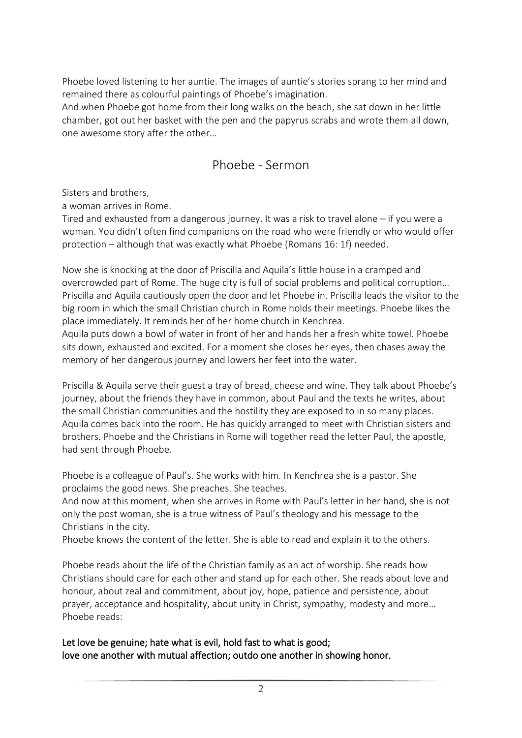Phoebe loved listening to her auntie. The images of auntie's stories sprang to her mind and remained there as colourful paintings of Phoebe's imagination.
And when Phoebe got home from their long walks on the beach, she sat down in her little chamber, got out her basket with the pen and the papyrus scrabs and wrote them all down, one awesome story after the other…

## Phoebe - Sermon

Sisters and brothers,
a woman arrives in Rome.
Tired and exhausted from a dangerous journey. It was a risk to travel alone – if you were a woman. You didn't often find companions on the road who were friendly or who would offer protection – although that was exactly what Phoebe (Romans 16: 1f) needed.

Now she is knocking at the door of Priscilla and Aquila's little house in a cramped and overcrowded part of Rome. The huge city is full of social problems and political corruption… Priscilla and Aquila cautiously open the door and let Phoebe in. Priscilla leads the visitor to the big room in which the small Christian church in Rome holds their meetings. Phoebe likes the place immediately. It reminds her of her home church in Kenchrea.
Aquila puts down a bowl of water in front of her and hands her a fresh white towel. Phoebe sits down, exhausted and excited. For a moment she closes her eyes, then chases away the memory of her dangerous journey and lowers her feet into the water.

Priscilla & Aquila serve their guest a tray of bread, cheese and wine. They talk about Phoebe's journey, about the friends they have in common, about Paul and the texts he writes, about the small Christian communities and the hostility they are exposed to in so many places.
Aquila comes back into the room. He has quickly arranged to meet with Christian sisters and brothers. Phoebe and the Christians in Rome will together read the letter Paul, the apostle, had sent through Phoebe.

Phoebe is a colleague of Paul's. She works with him. In Kenchrea she is a pastor. She proclaims the good news. She preaches. She teaches.
And now at this moment, when she arrives in Rome with Paul's letter in her hand, she is not only the post woman, she is a true witness of Paul's theology and his message to the Christians in the city.
Phoebe knows the content of the letter. She is able to read and explain it to the others.

Phoebe reads about the life of the Christian family as an act of worship. She reads how Christians should care for each other and stand up for each other. She reads about love and honour, about zeal and commitment, about joy, hope, patience and persistence, about prayer, acceptance and hospitality, about unity in Christ, sympathy, modesty and more…
Phoebe reads:

**Let love be genuine; hate what is evil, hold fast to what is good;**
**love one another with mutual affection; outdo one another in showing honor.**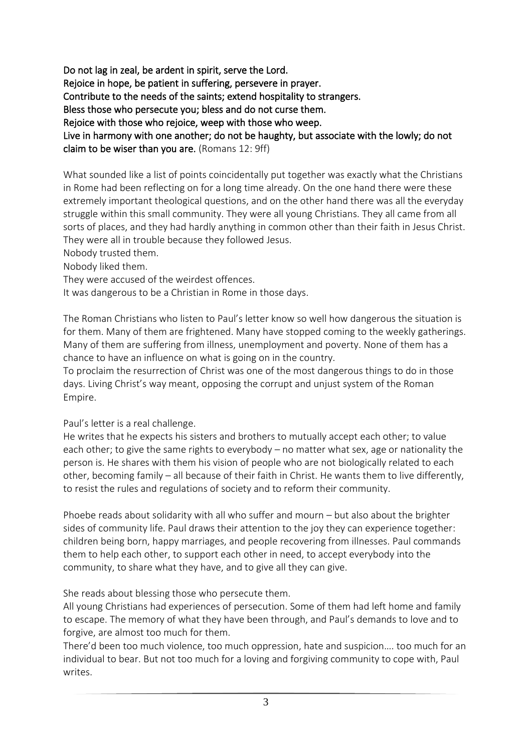**Do not lag in zeal, be ardent in spirit, serve the Lord.**
**Rejoice in hope, be patient in suffering, persevere in prayer.**
**Contribute to the needs of the saints; extend hospitality to strangers.**
**Bless those who persecute you; bless and do not curse them.**
**Rejoice with those who rejoice, weep with those who weep.**
**Live in harmony with one another; do not be haughty, but associate with the lowly; do not claim to be wiser than you are.** (Romans 12: 9ff)

What sounded like a list of points coincidentally put together was exactly what the Christians in Rome had been reflecting on for a long time already. On the one hand there were these extremely important theological questions, and on the other hand there was all the everyday struggle within this small community. They were all young Christians. They all came from all sorts of places, and they had hardly anything in common other than their faith in Jesus Christ. They were all in trouble because they followed Jesus.
Nobody trusted them.
Nobody liked them.
They were accused of the weirdest offences.
It was dangerous to be a Christian in Rome in those days.

The Roman Christians who listen to Paul's letter know so well how dangerous the situation is for them. Many of them are frightened. Many have stopped coming to the weekly gatherings. Many of them are suffering from illness, unemployment and poverty. None of them has a chance to have an influence on what is going on in the country.
To proclaim the resurrection of Christ was one of the most dangerous things to do in those days. Living Christ's way meant, opposing the corrupt and unjust system of the Roman Empire.

Paul's letter is a real challenge.
He writes that he expects his sisters and brothers to mutually accept each other; to value each other; to give the same rights to everybody – no matter what sex, age or nationality the person is. He shares with them his vision of people who are not biologically related to each other, becoming family – all because of their faith in Christ. He wants them to live differently, to resist the rules and regulations of society and to reform their community.

Phoebe reads about solidarity with all who suffer and mourn – but also about the brighter sides of community life. Paul draws their attention to the joy they can experience together: children being born, happy marriages, and people recovering from illnesses. Paul commands them to help each other, to support each other in need, to accept everybody into the community, to share what they have, and to give all they can give.

She reads about blessing those who persecute them.
All young Christians had experiences of persecution. Some of them had left home and family to escape. The memory of what they have been through, and Paul's demands to love and to forgive, are almost too much for them.
There'd been too much violence, too much oppression, hate and suspicion…. too much for an individual to bear. But not too much for a loving and forgiving community to cope with, Paul writes.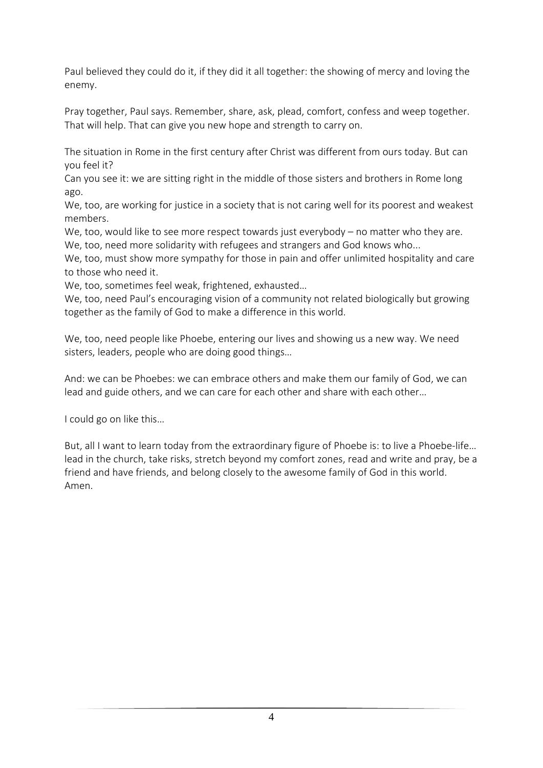Paul believed they could do it, if they did it all together: the showing of mercy and loving the enemy.

Pray together, Paul says. Remember, share, ask, plead, comfort, confess and weep together. That will help. That can give you new hope and strength to carry on.

The situation in Rome in the first century after Christ was different from ours today. But can you feel it?
Can you see it: we are sitting right in the middle of those sisters and brothers in Rome long ago.
We, too, are working for justice in a society that is not caring well for its poorest and weakest members.
We, too, would like to see more respect towards just everybody – no matter who they are.
We, too, need more solidarity with refugees and strangers and God knows who...
We, too, must show more sympathy for those in pain and offer unlimited hospitality and care to those who need it.
We, too, sometimes feel weak, frightened, exhausted…
We, too, need Paul's encouraging vision of a community not related biologically but growing together as the family of God to make a difference in this world.

We, too, need people like Phoebe, entering our lives and showing us a new way. We need sisters, leaders, people who are doing good things…

And: we can be Phoebes: we can embrace others and make them our family of God, we can lead and guide others, and we can care for each other and share with each other…

I could go on like this…

But, all I want to learn today from the extraordinary figure of Phoebe is: to live a Phoebe-life… lead in the church, take risks, stretch beyond my comfort zones, read and write and pray, be a friend and have friends, and belong closely to the awesome family of God in this world.
Amen.